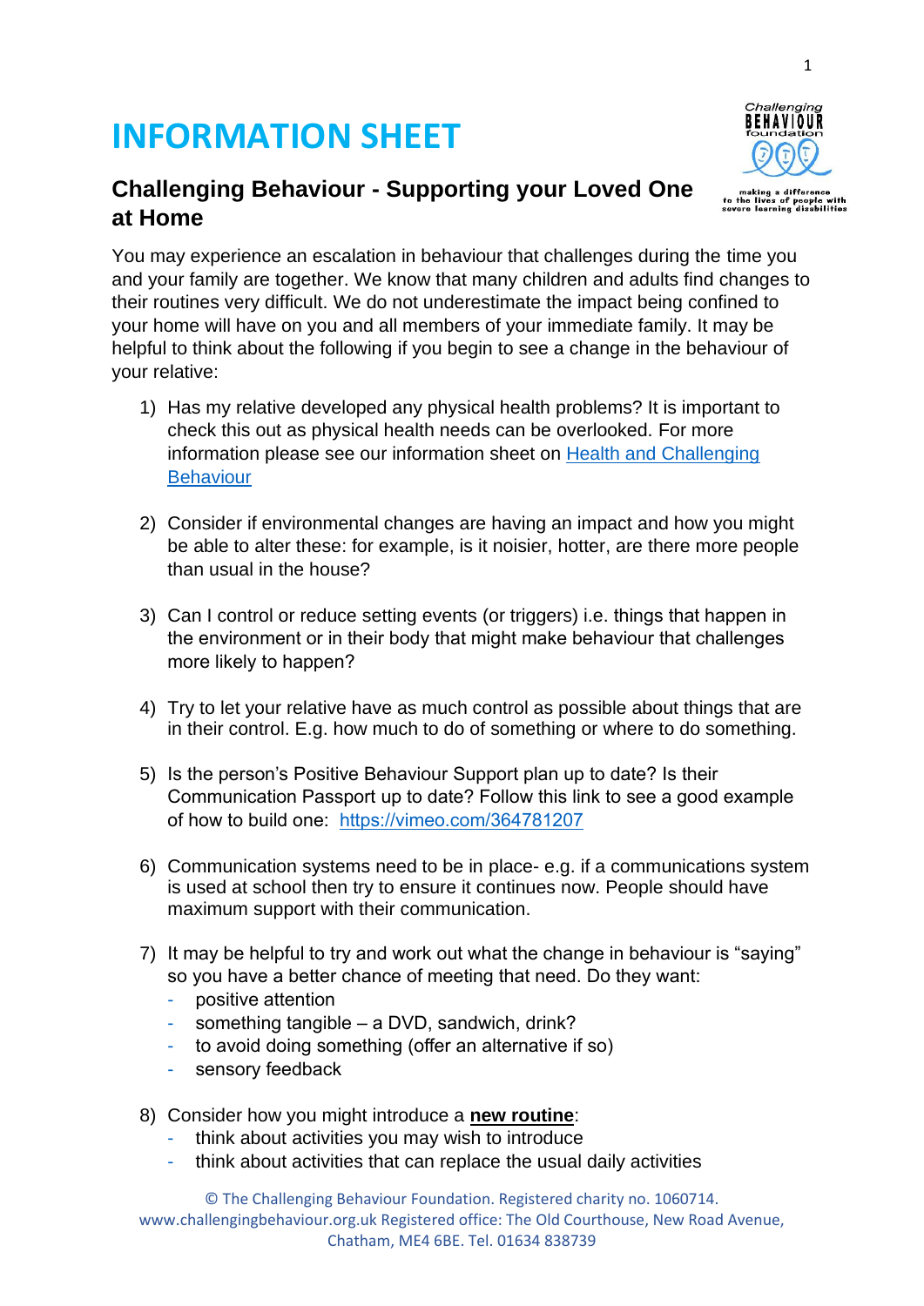# INFORMATION SHEET

## Challenging Behaviour - Supporting your Loved One at Home

You may experience an escalation in behaviour that challenges during the time you and your family are together. We know that many children and adults find changes to their routines very difficult. We do not underestimate the impact being confined to your home will have on you and all members of your immediate family. It may be helpful to think about the following if you begin to see a change in the behaviour of your relative:

1) Has my relative developed any physical health problems? It is important to check this out as physical health needs can be overlooked. For more information please see our information sheet on [Health and Challenging Behaviour]()

2) Consider if environmental changes are having an impact and how you might be able to alter these: for example, is it noisier, hotter, are there more people than usual in the house?

3) Can I control or reduce setting events (or triggers) i.e. things that happen in the environment or in their body that might make behaviour that challenges more likely to happen?

4) Try to let your relative have as much control as possible about things that are in their control. E.g. how much to do of something or where to do something.

5) Is the person's Positive Behaviour Support plan up to date? Is their Communication Passport up to date? Follow this link to see a good example of how to build one: https://vimeo.com/364781207

6) Communication systems need to be in place- e.g. if a communications system is used at school then try to ensure it continues now. People should have maximum support with their communication.

7) It may be helpful to try and work out what the change in behaviour is "saying" so you have a better chance of meeting that need. Do they want:
   - positive attention
   - something tangible – a DVD, sandwich, drink?
   - to avoid doing something (offer an alternative if so)
   - sensory feedback

8) Consider how you might introduce a **new routine**:
   - think about activities you may wish to introduce
   - think about activities that can replace the usual daily activities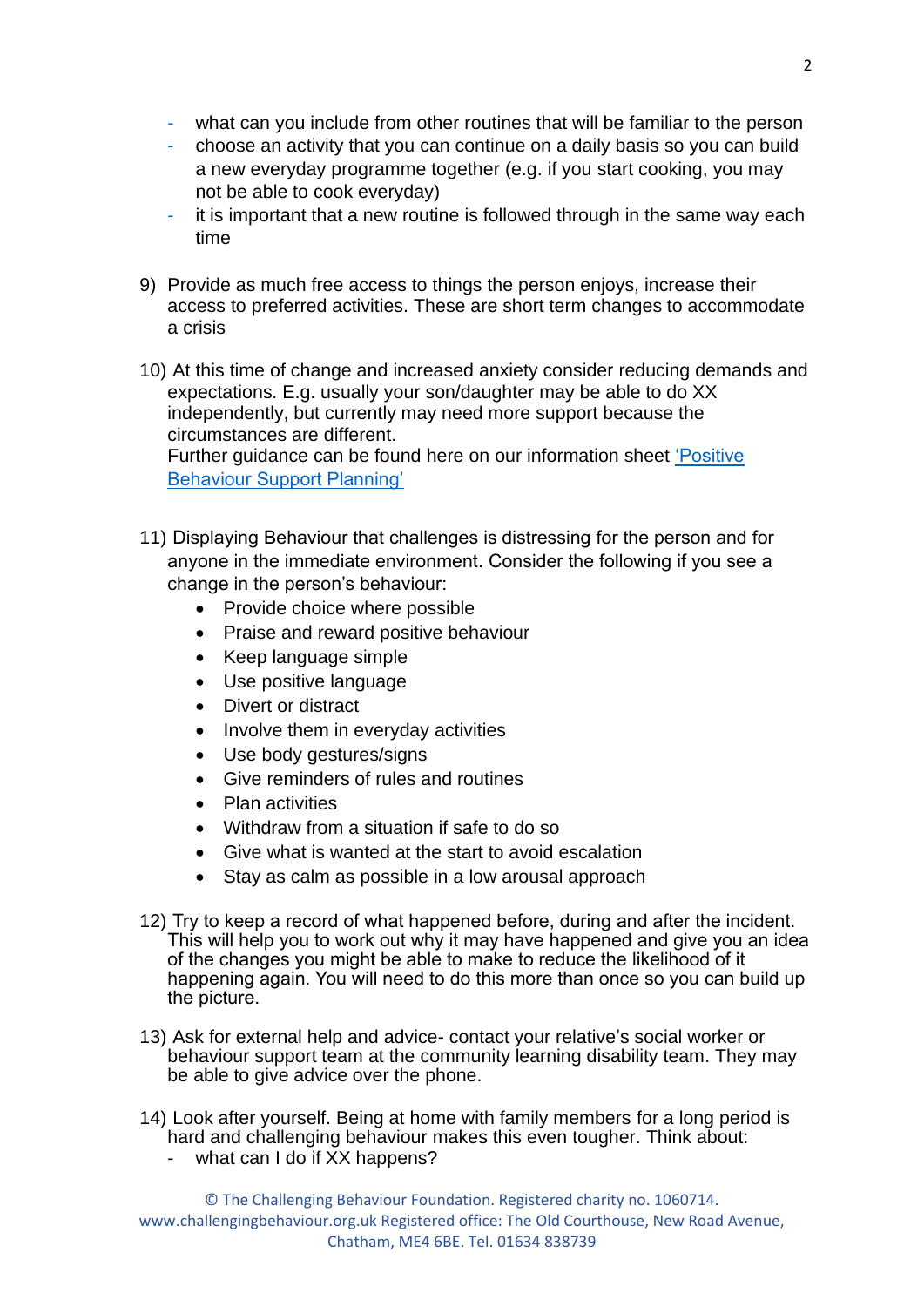- what can you include from other routines that will be familiar to the person
- choose an activity that you can continue on a daily basis so you can build a new everyday programme together (e.g. if you start cooking, you may not be able to cook everyday)
- it is important that a new routine is followed through in the same way each time

9) Provide as much free access to things the person enjoys, increase their access to preferred activities. These are short term changes to accommodate a crisis

10) At this time of change and increased anxiety consider reducing demands and expectations. E.g. usually your son/daughter may be able to do XX independently, but currently may need more support because the circumstances are different.
Further guidance can be found here on our information sheet ['Positive Behaviour Support Planning']

11) Displaying Behaviour that challenges is distressing for the person and for anyone in the immediate environment. Consider the following if you see a change in the person's behaviour:
    - Provide choice where possible
    - Praise and reward positive behaviour
    - Keep language simple
    - Use positive language
    - Divert or distract
    - Involve them in everyday activities
    - Use body gestures/signs
    - Give reminders of rules and routines
    - Plan activities
    - Withdraw from a situation if safe to do so
    - Give what is wanted at the start to avoid escalation
    - Stay as calm as possible in a low arousal approach

12) Try to keep a record of what happened before, during and after the incident. This will help you to work out why it may have happened and give you an idea of the changes you might be able to make to reduce the likelihood of it happening again. You will need to do this more than once so you can build up the picture.

13) Ask for external help and advice- contact your relative's social worker or behaviour support team at the community learning disability team. They may be able to give advice over the phone.

14) Look after yourself. Being at home with family members for a long period is hard and challenging behaviour makes this even tougher. Think about:
    - what can I do if XX happens?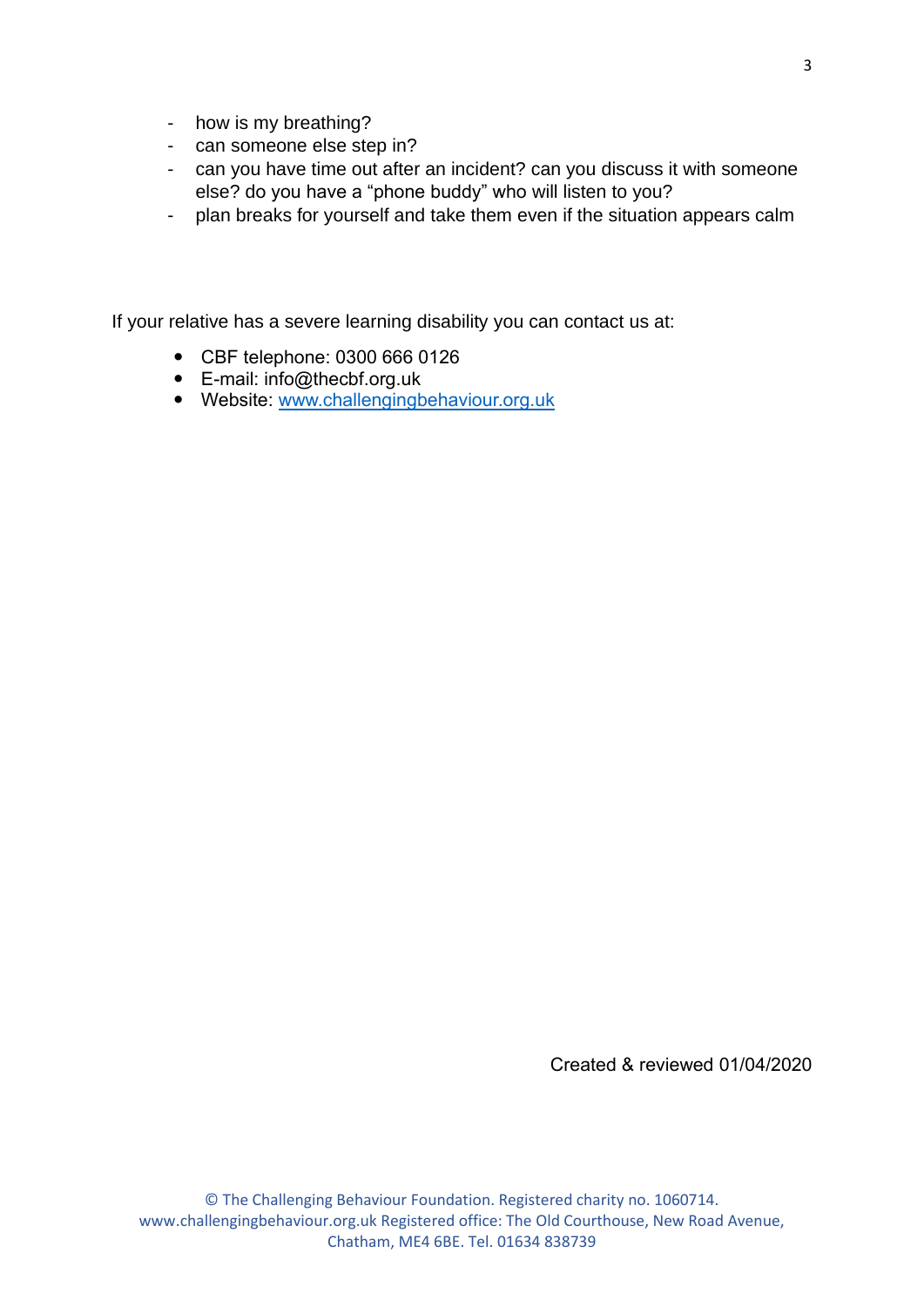- how is my breathing?
- can someone else step in?
- can you have time out after an incident? can you discuss it with someone else? do you have a "phone buddy" who will listen to you?
- plan breaks for yourself and take them even if the situation appears calm

If your relative has a severe learning disability you can contact us at:

- CBF telephone: 0300 666 0126
- E-mail: info@thecbf.org.uk
- Website: [www.challengingbehaviour.org.uk](http://www.challengingbehaviour.org.uk)

Created & reviewed 01/04/2020

© The Challenging Behaviour Foundation. Registered charity no. 1060714. www.challengingbehaviour.org.uk Registered office: The Old Courthouse, New Road Avenue, Chatham, ME4 6BE. Tel. 01634 838739